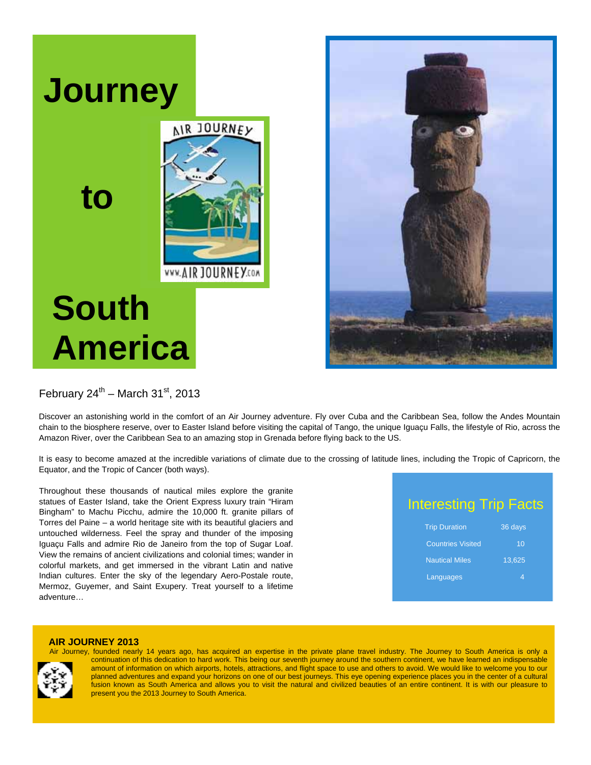# Journey to South America

February 24th – March 31st, 2013

Discover an astonishing world in the comfort of an Air Journey adventure. Fly over Cuba and the Caribbean Sea, follow the Andes Mountain chain to the biosphere reserve, over to Easter Island before visiting the capital of Tango, the unique Iguaçu Falls, the lifestyle of Rio, across the Amazon River, over the Caribbean Sea to an amazing stop in Grenada before flying back to the US.

It is easy to become amazed at the incredible variations of climate due to the crossing of latitude lines, including the Tropic of Capricorn, the Equator, and the Tropic of Cancer (both ways).

Throughout these thousands of nautical miles explore the granite statues of Easter Island, take the Orient Express luxury train "Hiram Bingham" to Machu Picchu, admire the 10,000 ft. granite pillars of Torres del Paine – a world heritage site with its beautiful glaciers and untouched wilderness. Feel the spray and thunder of the imposing Iguaçu Falls and admire Rio de Janeiro from the top of Sugar Loaf. View the remains of ancient civilizations and colonial times; wander in colorful markets, and get immersed in the vibrant Latin and native Indian cultures. Enter the sky of the legendary Aero-Postale route, Mermoz, Guyemer, and Saint Exupery. Treat yourself to a lifetime adventure…

## Interesting Trip Facts

| | |
|---|---|
| Trip Duration | 36 days |
| Countries Visited | 10 |
| Nautical Miles | 13,625 |
| Languages | 4 |

### AIR JOURNEY 2013

Air Journey, founded nearly 14 years ago, has acquired an expertise in the private plane travel industry. The Journey to South America is only a continuation of this dedication to hard work. This being our seventh journey around the southern continent, we have learned an indispensable amount of information on which airports, hotels, attractions, and flight space to use and others to avoid. We would like to welcome you to our planned adventures and expand your horizons on one of our best journeys. This eye opening experience places you in the center of a cultural fusion known as South America and allows you to visit the natural and civilized beauties of an entire continent. It is with our pleasure to present you the 2013 Journey to South America.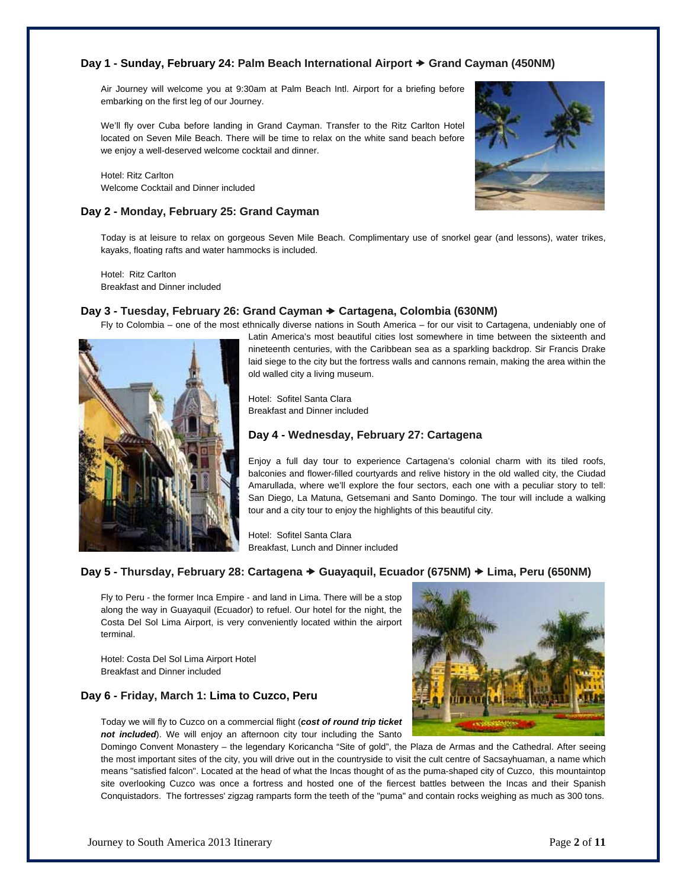## Day 1 - Sunday, February 24: Palm Beach International Airport → Grand Cayman (450NM)

Air Journey will welcome you at 9:30am at Palm Beach Intl. Airport for a briefing before embarking on the first leg of our Journey.

We'll fly over Cuba before landing in Grand Cayman. Transfer to the Ritz Carlton Hotel located on Seven Mile Beach. There will be time to relax on the white sand beach before we enjoy a well-deserved welcome cocktail and dinner.

Hotel: Ritz Carlton
Welcome Cocktail and Dinner included

## Day 2 - Monday, February 25: Grand Cayman

Today is at leisure to relax on gorgeous Seven Mile Beach. Complimentary use of snorkel gear (and lessons), water trikes, kayaks, floating rafts and water hammocks is included.

Hotel: Ritz Carlton
Breakfast and Dinner included

## Day 3 - Tuesday, February 26: Grand Cayman → Cartagena, Colombia (630NM)

Fly to Colombia – one of the most ethnically diverse nations in South America – for our visit to Cartagena, undeniably one of Latin America's most beautiful cities lost somewhere in time between the sixteenth and nineteenth centuries, with the Caribbean sea as a sparkling backdrop. Sir Francis Drake laid siege to the city but the fortress walls and cannons remain, making the area within the old walled city a living museum.

Hotel: Sofitel Santa Clara
Breakfast and Dinner included

## Day 4 - Wednesday, February 27: Cartagena

Enjoy a full day tour to experience Cartagena's colonial charm with its tiled roofs, balconies and flower-filled courtyards and relive history in the old walled city, the Ciudad Amarullada, where we'll explore the four sectors, each one with a peculiar story to tell: San Diego, La Matuna, Getsemani and Santo Domingo. The tour will include a walking tour and a city tour to enjoy the highlights of this beautiful city.

Hotel: Sofitel Santa Clara
Breakfast, Lunch and Dinner included

## Day 5 - Thursday, February 28: Cartagena → Guayaquil, Ecuador (675NM) → Lima, Peru (650NM)

Fly to Peru - the former Inca Empire - and land in Lima. There will be a stop along the way in Guayaquil (Ecuador) to refuel. Our hotel for the night, the Costa Del Sol Lima Airport, is very conveniently located within the airport terminal.

Hotel: Costa Del Sol Lima Airport Hotel
Breakfast and Dinner included

## Day 6 - Friday, March 1: Lima to Cuzco, Peru

Today we will fly to Cuzco on a commercial flight (***cost of round trip ticket not included***). We will enjoy an afternoon city tour including the Santo Domingo Convent Monastery – the legendary Koricancha "Site of gold", the Plaza de Armas and the Cathedral. After seeing the most important sites of the city, you will drive out in the countryside to visit the cult centre of Sacsayhuaman, a name which means "satisfied falcon". Located at the head of what the Incas thought of as the puma-shaped city of Cuzco, this mountaintop site overlooking Cuzco was once a fortress and hosted one of the fiercest battles between the Incas and their Spanish Conquistadors. The fortresses' zigzag ramparts form the teeth of the "puma" and contain rocks weighing as much as 300 tons.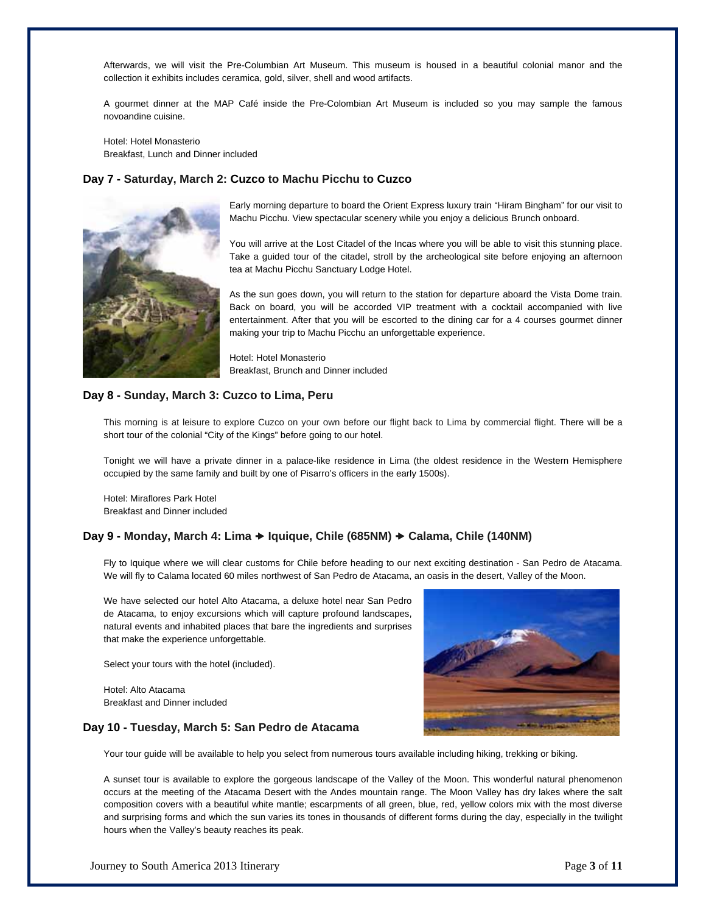Afterwards, we will visit the Pre-Columbian Art Museum. This museum is housed in a beautiful colonial manor and the collection it exhibits includes ceramica, gold, silver, shell and wood artifacts.

A gourmet dinner at the MAP Café inside the Pre-Colombian Art Museum is included so you may sample the famous novoandine cuisine.

Hotel: Hotel Monasterio
Breakfast, Lunch and Dinner included

### Day 7 - Saturday, March 2: Cuzco to Machu Picchu to Cuzco

Early morning departure to board the Orient Express luxury train "Hiram Bingham" for our visit to Machu Picchu. View spectacular scenery while you enjoy a delicious Brunch onboard.

You will arrive at the Lost Citadel of the Incas where you will be able to visit this stunning place. Take a guided tour of the citadel, stroll by the archeological site before enjoying an afternoon tea at Machu Picchu Sanctuary Lodge Hotel.

As the sun goes down, you will return to the station for departure aboard the Vista Dome train. Back on board, you will be accorded VIP treatment with a cocktail accompanied with live entertainment. After that you will be escorted to the dining car for a 4 courses gourmet dinner making your trip to Machu Picchu an unforgettable experience.

Hotel: Hotel Monasterio
Breakfast, Brunch and Dinner included

### Day 8 - Sunday, March 3: Cuzco to Lima, Peru

This morning is at leisure to explore Cuzco on your own before our flight back to Lima by commercial flight. There will be a short tour of the colonial "City of the Kings" before going to our hotel.

Tonight we will have a private dinner in a palace-like residence in Lima (the oldest residence in the Western Hemisphere occupied by the same family and built by one of Pisarro's officers in the early 1500s).

Hotel: Miraflores Park Hotel
Breakfast and Dinner included

### Day 9 - Monday, March 4: Lima → Iquique, Chile (685NM) → Calama, Chile (140NM)

Fly to Iquique where we will clear customs for Chile before heading to our next exciting destination - San Pedro de Atacama. We will fly to Calama located 60 miles northwest of San Pedro de Atacama, an oasis in the desert, Valley of the Moon.

We have selected our hotel Alto Atacama, a deluxe hotel near San Pedro de Atacama, to enjoy excursions which will capture profound landscapes, natural events and inhabited places that bare the ingredients and surprises that make the experience unforgettable.

Select your tours with the hotel (included).

Hotel: Alto Atacama
Breakfast and Dinner included

### Day 10 - Tuesday, March 5: San Pedro de Atacama

Your tour guide will be available to help you select from numerous tours available including hiking, trekking or biking.

A sunset tour is available to explore the gorgeous landscape of the Valley of the Moon. This wonderful natural phenomenon occurs at the meeting of the Atacama Desert with the Andes mountain range. The Moon Valley has dry lakes where the salt composition covers with a beautiful white mantle; escarpments of all green, blue, red, yellow colors mix with the most diverse and surprising forms and which the sun varies its tones in thousands of different forms during the day, especially in the twilight hours when the Valley's beauty reaches its peak.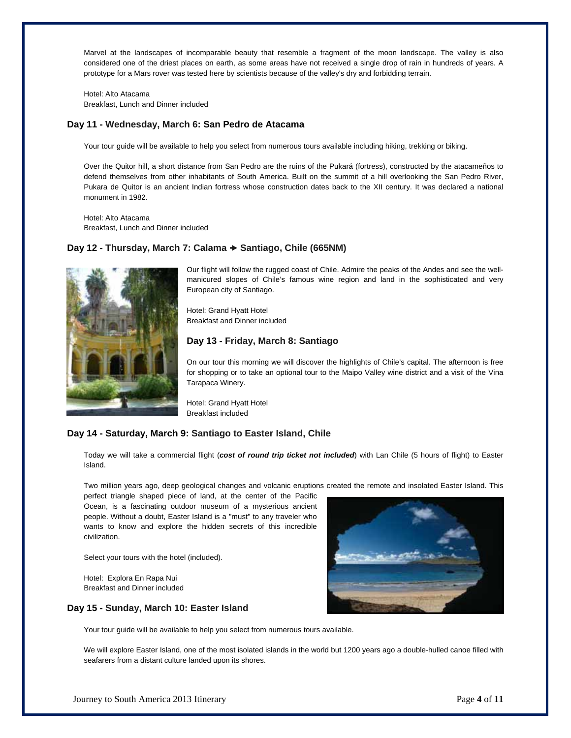Marvel at the landscapes of incomparable beauty that resemble a fragment of the moon landscape. The valley is also considered one of the driest places on earth, as some areas have not received a single drop of rain in hundreds of years. A prototype for a Mars rover was tested here by scientists because of the valley's dry and forbidding terrain.

Hotel: Alto Atacama
Breakfast, Lunch and Dinner included

### Day 11 - Wednesday, March 6: San Pedro de Atacama

Your tour guide will be available to help you select from numerous tours available including hiking, trekking or biking.

Over the Quitor hill, a short distance from San Pedro are the ruins of the Pukará (fortress), constructed by the atacameños to defend themselves from other inhabitants of South America. Built on the summit of a hill overlooking the San Pedro River, Pukara de Quitor is an ancient Indian fortress whose construction dates back to the XII century. It was declared a national monument in 1982.

Hotel: Alto Atacama
Breakfast, Lunch and Dinner included

### Day 12 - Thursday, March 7: Calama ➔ Santiago, Chile (665NM)

Our flight will follow the rugged coast of Chile. Admire the peaks of the Andes and see the well-manicured slopes of Chile's famous wine region and land in the sophisticated and very European city of Santiago.

Hotel: Grand Hyatt Hotel
Breakfast and Dinner included

### Day 13 - Friday, March 8: Santiago

On our tour this morning we will discover the highlights of Chile's capital. The afternoon is free for shopping or to take an optional tour to the Maipo Valley wine district and a visit of the Vina Tarapaca Winery.

Hotel: Grand Hyatt Hotel
Breakfast included

### Day 14 - Saturday, March 9: Santiago to Easter Island, Chile

Today we will take a commercial flight (***cost of round trip ticket not included***) with Lan Chile (5 hours of flight) to Easter Island.

Two million years ago, deep geological changes and volcanic eruptions created the remote and insolated Easter Island. This perfect triangle shaped piece of land, at the center of the Pacific Ocean, is a fascinating outdoor museum of a mysterious ancient people. Without a doubt, Easter Island is a "must" to any traveler who wants to know and explore the hidden secrets of this incredible civilization.

Select your tours with the hotel (included).

Hotel: Explora En Rapa Nui
Breakfast and Dinner included

### Day 15 - Sunday, March 10: Easter Island

Your tour guide will be available to help you select from numerous tours available.

We will explore Easter Island, one of the most isolated islands in the world but 1200 years ago a double-hulled canoe filled with seafarers from a distant culture landed upon its shores.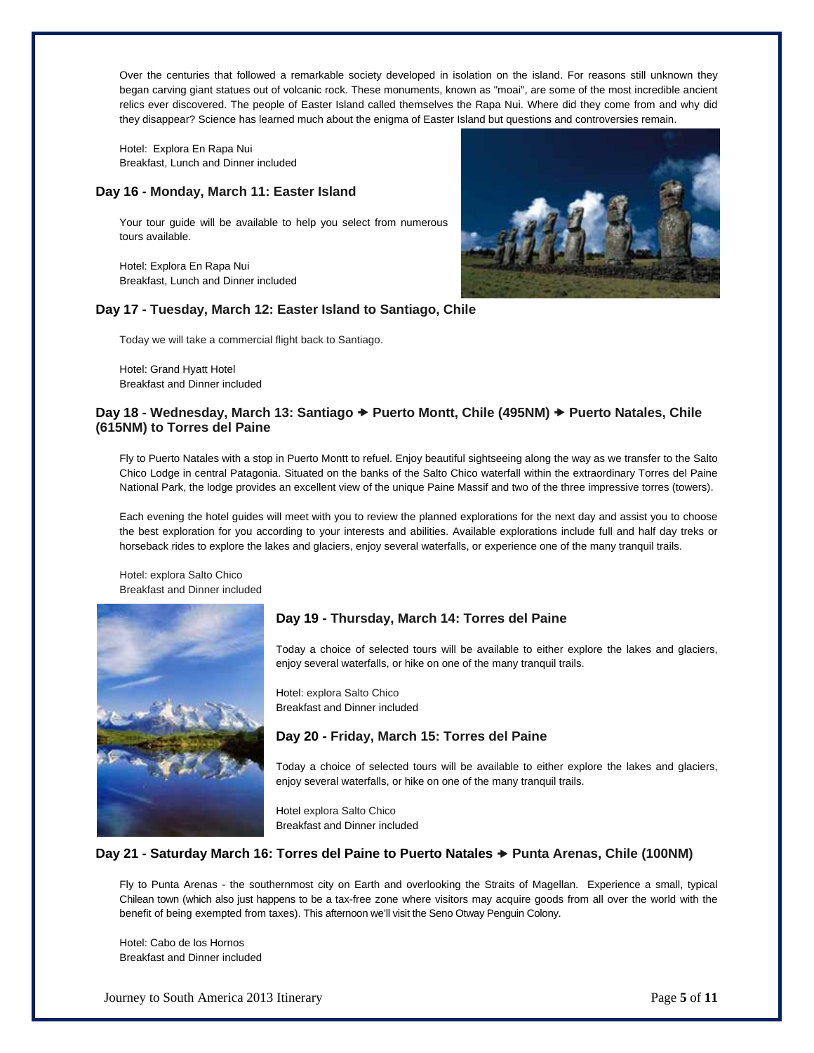Over the centuries that followed a remarkable society developed in isolation on the island. For reasons still unknown they began carving giant statues out of volcanic rock. These monuments, known as "moai", are some of the most incredible ancient relics ever discovered. The people of Easter Island called themselves the Rapa Nui. Where did they come from and why did they disappear? Science has learned much about the enigma of Easter Island but questions and controversies remain.

Hotel: Explora En Rapa Nui
Breakfast, Lunch and Dinner included

### Day 16 - Monday, March 11: Easter Island

Your tour guide will be available to help you select from numerous tours available.

Hotel: Explora En Rapa Nui
Breakfast, Lunch and Dinner included

### Day 17 - Tuesday, March 12: Easter Island to Santiago, Chile

Today we will take a commercial flight back to Santiago.

Hotel: Grand Hyatt Hotel
Breakfast and Dinner included

### Day 18 - Wednesday, March 13: Santiago ➔ Puerto Montt, Chile (495NM) ➔ Puerto Natales, Chile (615NM) to Torres del Paine

Fly to Puerto Natales with a stop in Puerto Montt to refuel. Enjoy beautiful sightseeing along the way as we transfer to the Salto Chico Lodge in central Patagonia. Situated on the banks of the Salto Chico waterfall within the extraordinary Torres del Paine National Park, the lodge provides an excellent view of the unique Paine Massif and two of the three impressive torres (towers).

Each evening the hotel guides will meet with you to review the planned explorations for the next day and assist you to choose the best exploration for you according to your interests and abilities. Available explorations include full and half day treks or horseback rides to explore the lakes and glaciers, enjoy several waterfalls, or experience one of the many tranquil trails.

Hotel: explora Salto Chico
Breakfast and Dinner included

### Day 19 - Thursday, March 14: Torres del Paine

Today a choice of selected tours will be available to either explore the lakes and glaciers, enjoy several waterfalls, or hike on one of the many tranquil trails.

Hotel: explora Salto Chico
Breakfast and Dinner included

### Day 20 - Friday, March 15: Torres del Paine

Today a choice of selected tours will be available to either explore the lakes and glaciers, enjoy several waterfalls, or hike on one of the many tranquil trails.

Hotel explora Salto Chico
Breakfast and Dinner included

### Day 21 - Saturday March 16: Torres del Paine to Puerto Natales ➔ Punta Arenas, Chile (100NM)

Fly to Punta Arenas - the southernmost city on Earth and overlooking the Straits of Magellan. Experience a small, typical Chilean town (which also just happens to be a tax-free zone where visitors may acquire goods from all over the world with the benefit of being exempted from taxes). This afternoon we'll visit the Seno Otway Penguin Colony.

Hotel: Cabo de los Hornos
Breakfast and Dinner included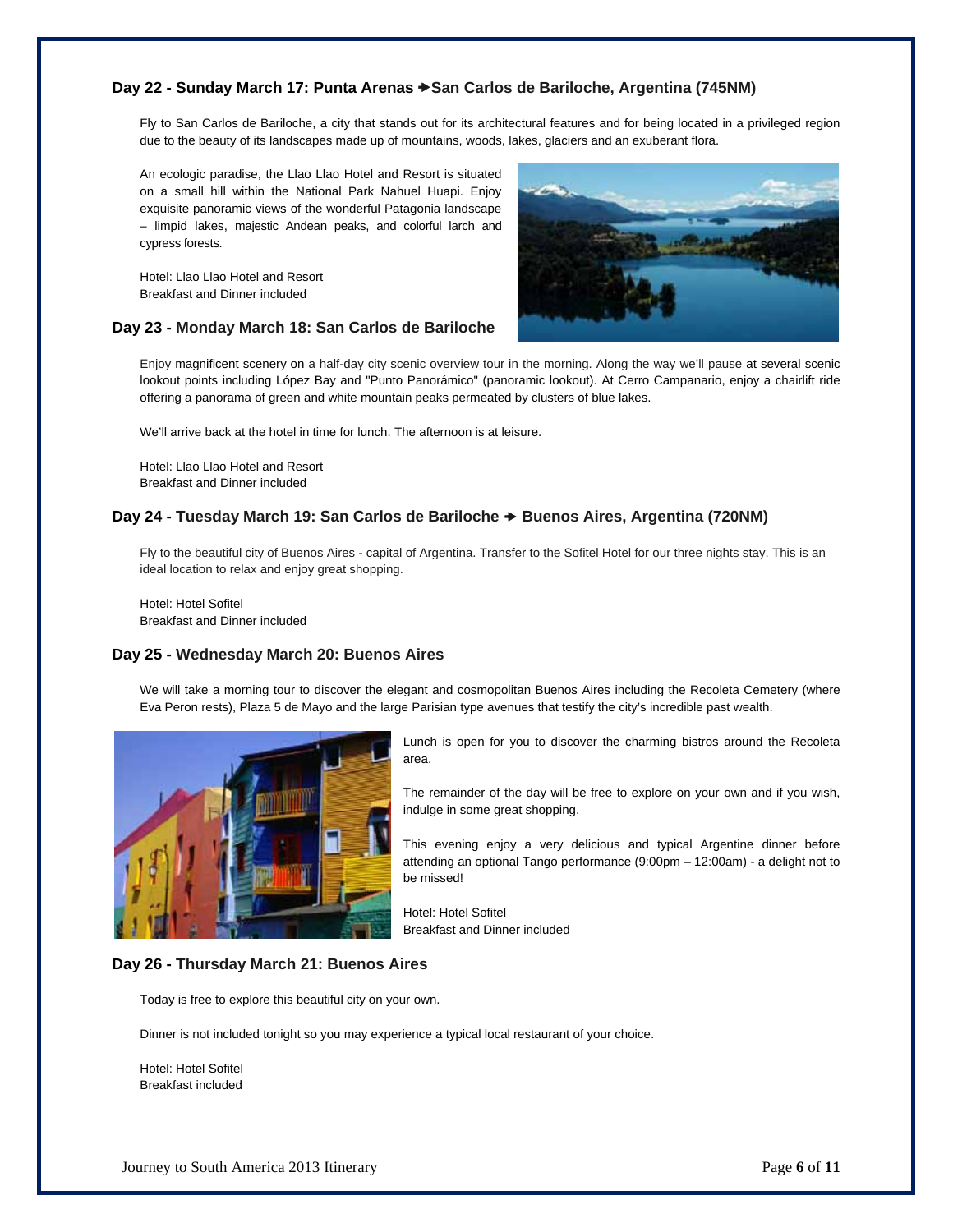### Day 22 - Sunday March 17: Punta Arenas ➔ San Carlos de Bariloche, Argentina (745NM)

Fly to San Carlos de Bariloche, a city that stands out for its architectural features and for being located in a privileged region due to the beauty of its landscapes made up of mountains, woods, lakes, glaciers and an exuberant flora.

An ecologic paradise, the Llao Llao Hotel and Resort is situated on a small hill within the National Park Nahuel Huapi. Enjoy exquisite panoramic views of the wonderful Patagonia landscape – limpid lakes, majestic Andean peaks, and colorful larch and cypress forests.

Hotel: Llao Llao Hotel and Resort
Breakfast and Dinner included

### Day 23 - Monday March 18: San Carlos de Bariloche

Enjoy magnificent scenery on a half-day city scenic overview tour in the morning. Along the way we'll pause at several scenic lookout points including López Bay and "Punto Panorámico" (panoramic lookout). At Cerro Campanario, enjoy a chairlift ride offering a panorama of green and white mountain peaks permeated by clusters of blue lakes.

We'll arrive back at the hotel in time for lunch. The afternoon is at leisure.

Hotel: Llao Llao Hotel and Resort
Breakfast and Dinner included

### Day 24 - Tuesday March 19: San Carlos de Bariloche ➔ Buenos Aires, Argentina (720NM)

Fly to the beautiful city of Buenos Aires - capital of Argentina. Transfer to the Sofitel Hotel for our three nights stay. This is an ideal location to relax and enjoy great shopping.

Hotel: Hotel Sofitel
Breakfast and Dinner included

### Day 25 - Wednesday March 20: Buenos Aires

We will take a morning tour to discover the elegant and cosmopolitan Buenos Aires including the Recoleta Cemetery (where Eva Peron rests), Plaza 5 de Mayo and the large Parisian type avenues that testify the city's incredible past wealth.

Lunch is open for you to discover the charming bistros around the Recoleta area.

The remainder of the day will be free to explore on your own and if you wish, indulge in some great shopping.

This evening enjoy a very delicious and typical Argentine dinner before attending an optional Tango performance (9:00pm – 12:00am) - a delight not to be missed!

Hotel: Hotel Sofitel
Breakfast and Dinner included

### Day 26 - Thursday March 21: Buenos Aires

Today is free to explore this beautiful city on your own.

Dinner is not included tonight so you may experience a typical local restaurant of your choice.

Hotel: Hotel Sofitel
Breakfast included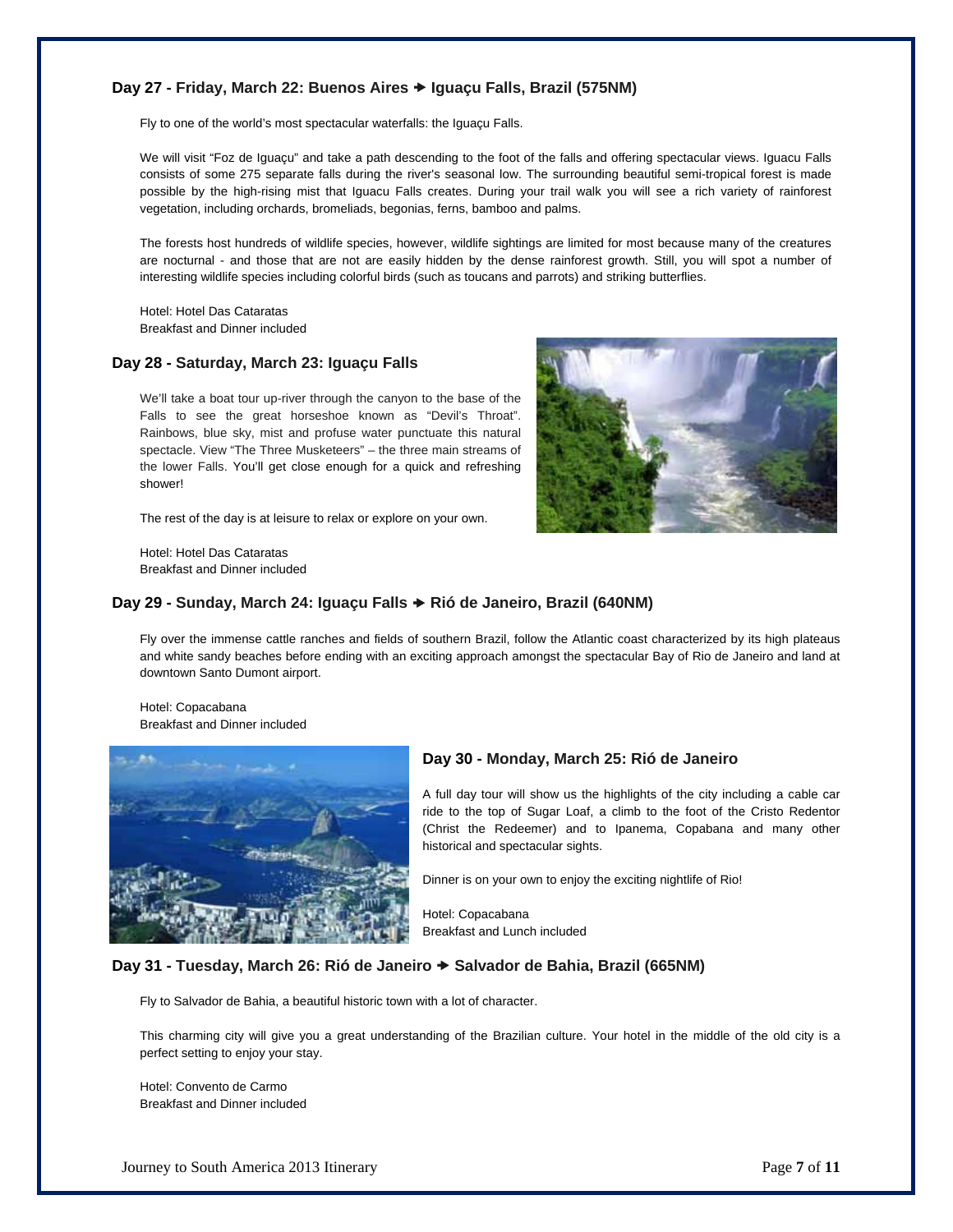### Day 27 - Friday, March 22: Buenos Aires → Iguaçu Falls, Brazil (575NM)

Fly to one of the world's most spectacular waterfalls: the Iguaçu Falls.

We will visit "Foz de Iguaçu" and take a path descending to the foot of the falls and offering spectacular views. Iguacu Falls consists of some 275 separate falls during the river's seasonal low. The surrounding beautiful semi-tropical forest is made possible by the high-rising mist that Iguacu Falls creates. During your trail walk you will see a rich variety of rainforest vegetation, including orchards, bromeliads, begonias, ferns, bamboo and palms.

The forests host hundreds of wildlife species, however, wildlife sightings are limited for most because many of the creatures are nocturnal - and those that are not are easily hidden by the dense rainforest growth. Still, you will spot a number of interesting wildlife species including colorful birds (such as toucans and parrots) and striking butterflies.

Hotel: Hotel Das Cataratas
Breakfast and Dinner included

### Day 28 - Saturday, March 23: Iguaçu Falls

We'll take a boat tour up-river through the canyon to the base of the Falls to see the great horseshoe known as "Devil's Throat". Rainbows, blue sky, mist and profuse water punctuate this natural spectacle. View "The Three Musketeers" – the three main streams of the lower Falls. You'll get close enough for a quick and refreshing shower!

The rest of the day is at leisure to relax or explore on your own.

Hotel: Hotel Das Cataratas
Breakfast and Dinner included

### Day 29 - Sunday, March 24: Iguaçu Falls → Rió de Janeiro, Brazil (640NM)

Fly over the immense cattle ranches and fields of southern Brazil, follow the Atlantic coast characterized by its high plateaus and white sandy beaches before ending with an exciting approach amongst the spectacular Bay of Rio de Janeiro and land at downtown Santo Dumont airport.

Hotel: Copacabana
Breakfast and Dinner included

### Day 30 - Monday, March 25: Rió de Janeiro

A full day tour will show us the highlights of the city including a cable car ride to the top of Sugar Loaf, a climb to the foot of the Cristo Redentor (Christ the Redeemer) and to Ipanema, Copabana and many other historical and spectacular sights.

Dinner is on your own to enjoy the exciting nightlife of Rio!

Hotel: Copacabana
Breakfast and Lunch included

### Day 31 - Tuesday, March 26: Rió de Janeiro → Salvador de Bahia, Brazil (665NM)

Fly to Salvador de Bahia, a beautiful historic town with a lot of character.

This charming city will give you a great understanding of the Brazilian culture. Your hotel in the middle of the old city is a perfect setting to enjoy your stay.

Hotel: Convento de Carmo
Breakfast and Dinner included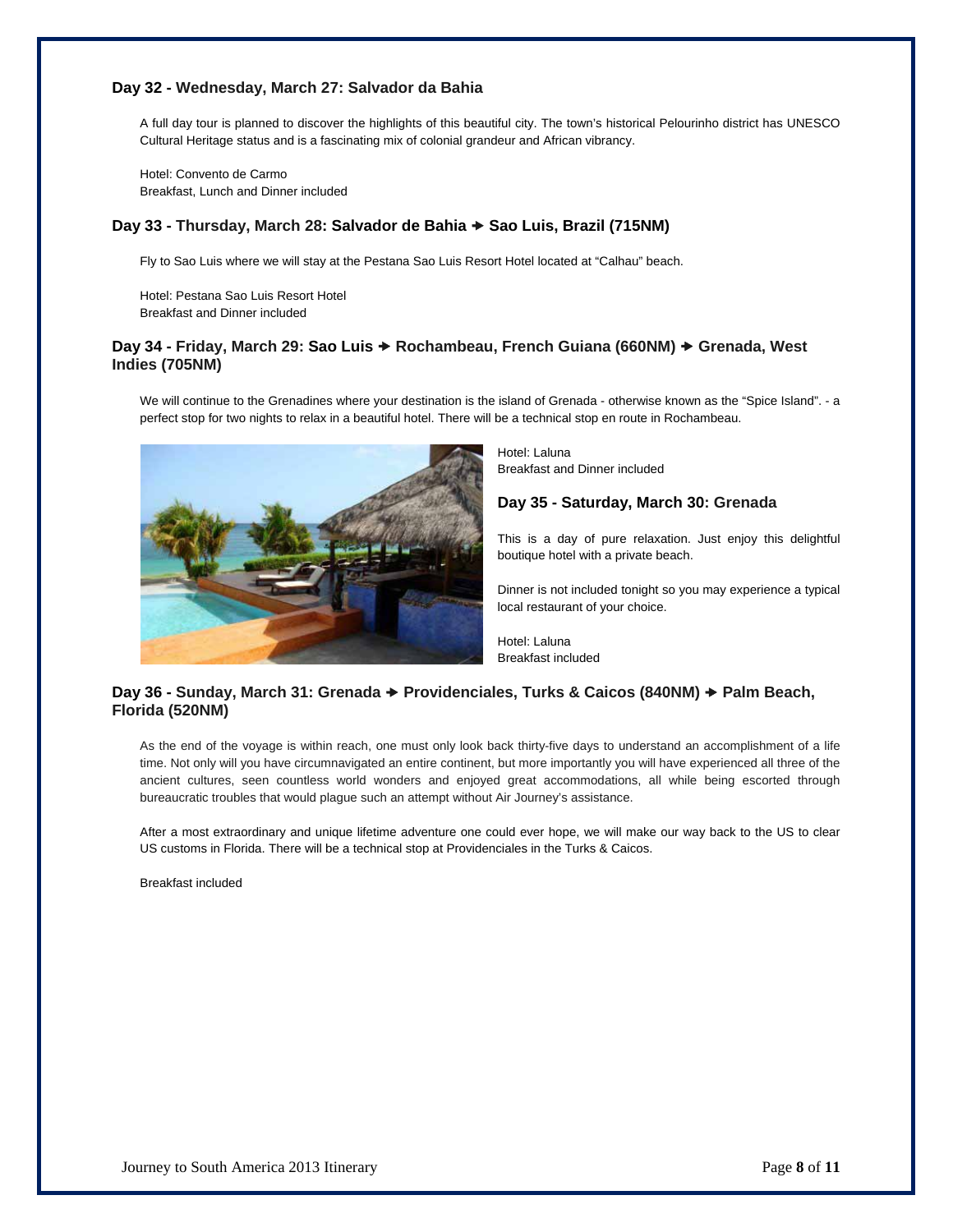### Day 32 - Wednesday, March 27: Salvador da Bahia

A full day tour is planned to discover the highlights of this beautiful city. The town's historical Pelourinho district has UNESCO Cultural Heritage status and is a fascinating mix of colonial grandeur and African vibrancy.

Hotel: Convento de Carmo
Breakfast, Lunch and Dinner included

### Day 33 - Thursday, March 28: Salvador de Bahia → Sao Luis, Brazil (715NM)

Fly to Sao Luis where we will stay at the Pestana Sao Luis Resort Hotel located at "Calhau" beach.

Hotel: Pestana Sao Luis Resort Hotel
Breakfast and Dinner included

### Day 34 - Friday, March 29: Sao Luis → Rochambeau, French Guiana (660NM) → Grenada, West Indies (705NM)

We will continue to the Grenadines where your destination is the island of Grenada - otherwise known as the "Spice Island". - a perfect stop for two nights to relax in a beautiful hotel. There will be a technical stop en route in Rochambeau.

Hotel: Laluna
Breakfast and Dinner included

### Day 35 - Saturday, March 30: Grenada

This is a day of pure relaxation. Just enjoy this delightful boutique hotel with a private beach.

Dinner is not included tonight so you may experience a typical local restaurant of your choice.

Hotel: Laluna
Breakfast included

### Day 36 - Sunday, March 31: Grenada → Providenciales, Turks & Caicos (840NM) → Palm Beach, Florida (520NM)

As the end of the voyage is within reach, one must only look back thirty-five days to understand an accomplishment of a life time. Not only will you have circumnavigated an entire continent, but more importantly you will have experienced all three of the ancient cultures, seen countless world wonders and enjoyed great accommodations, all while being escorted through bureaucratic troubles that would plague such an attempt without Air Journey's assistance.

After a most extraordinary and unique lifetime adventure one could ever hope, we will make our way back to the US to clear US customs in Florida. There will be a technical stop at Providenciales in the Turks & Caicos.

Breakfast included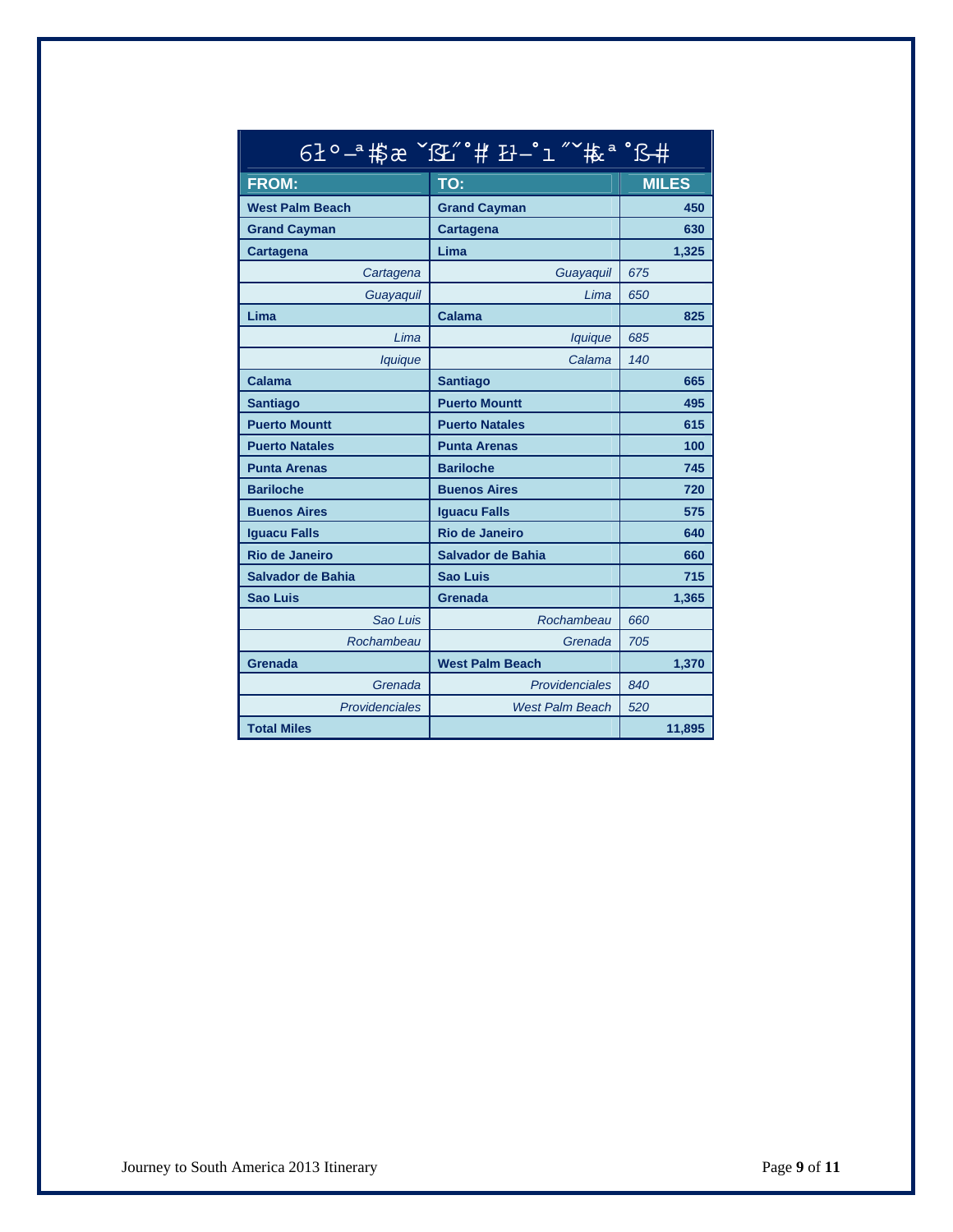| FROM: | TO: | MILES |
|---|---|---|
| **West Palm Beach** | **Grand Cayman** | **450** |
| **Grand Cayman** | **Cartagena** | **630** |
| **Cartagena** | **Lima** | **1,325** |
| *Cartagena* | *Guayaquil* | *675* |
| *Guayaquil* | *Lima* | *650* |
| **Lima** | **Calama** | **825** |
| *Lima* | *Iquique* | *685* |
| *Iquique* | *Calama* | *140* |
| **Calama** | **Santiago** | **665** |
| **Santiago** | **Puerto Mountt** | **495** |
| **Puerto Mountt** | **Puerto Natales** | **615** |
| **Puerto Natales** | **Punta Arenas** | **100** |
| **Punta Arenas** | **Bariloche** | **745** |
| **Bariloche** | **Buenos Aires** | **720** |
| **Buenos Aires** | **Iguacu Falls** | **575** |
| **Iguacu Falls** | **Rio de Janeiro** | **640** |
| **Rio de Janeiro** | **Salvador de Bahia** | **660** |
| **Salvador de Bahia** | **Sao Luis** | **715** |
| **Sao Luis** | **Grenada** | **1,365** |
| *Sao Luis* | *Rochambeau* | *660* |
| *Rochambeau* | *Grenada* | *705* |
| **Grenada** | **West Palm Beach** | **1,370** |
| *Grenada* | *Providenciales* | *840* |
| *Providenciales* | *West Palm Beach* | *520* |
| **Total Miles** | | **11,895** |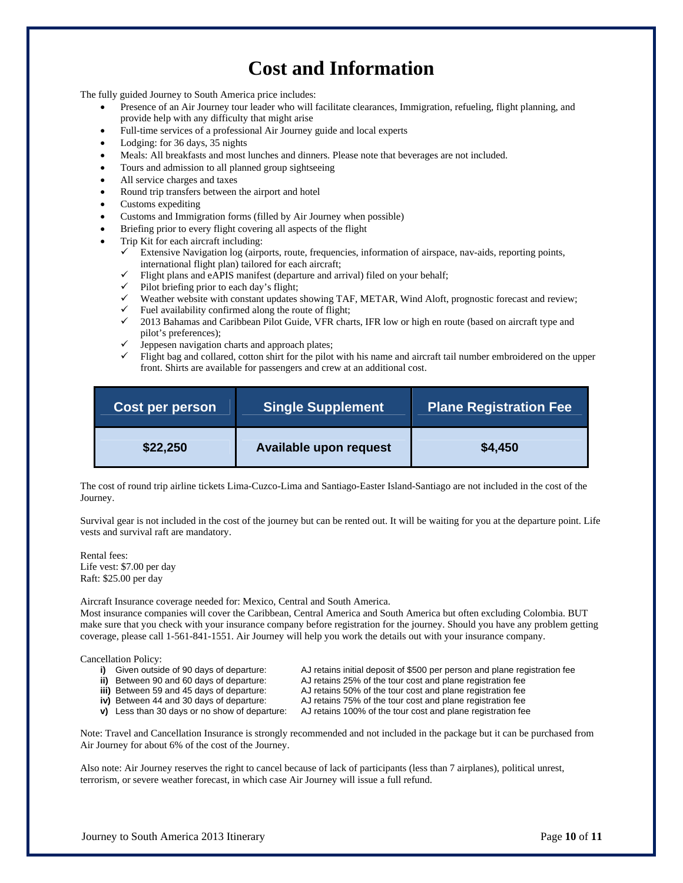# Cost and Information

The fully guided Journey to South America price includes:

- Presence of an Air Journey tour leader who will facilitate clearances, Immigration, refueling, flight planning, and provide help with any difficulty that might arise
- Full-time services of a professional Air Journey guide and local experts
- Lodging: for 36 days, 35 nights
- Meals: All breakfasts and most lunches and dinners. Please note that beverages are not included.
- Tours and admission to all planned group sightseeing
- All service charges and taxes
- Round trip transfers between the airport and hotel
- Customs expediting
- Customs and Immigration forms (filled by Air Journey when possible)
- Briefing prior to every flight covering all aspects of the flight
- Trip Kit for each aircraft including:
  - ✓ Extensive Navigation log (airports, route, frequencies, information of airspace, nav-aids, reporting points, international flight plan) tailored for each aircraft;
  - ✓ Flight plans and eAPIS manifest (departure and arrival) filed on your behalf;
  - ✓ Pilot briefing prior to each day's flight;
  - ✓ Weather website with constant updates showing TAF, METAR, Wind Aloft, prognostic forecast and review;
  - ✓ Fuel availability confirmed along the route of flight;
  - ✓ 2013 Bahamas and Caribbean Pilot Guide, VFR charts, IFR low or high en route (based on aircraft type and pilot's preferences);
  - ✓ Jeppesen navigation charts and approach plates;
  - ✓ Flight bag and collared, cotton shirt for the pilot with his name and aircraft tail number embroidered on the upper front. Shirts are available for passengers and crew at an additional cost.

| Cost per person | Single Supplement | Plane Registration Fee |
|---|---|---|
| **$22,250** | **Available upon request** | **$4,450** |

The cost of round trip airline tickets Lima-Cuzco-Lima and Santiago-Easter Island-Santiago are not included in the cost of the Journey.

Survival gear is not included in the cost of the journey but can be rented out. It will be waiting for you at the departure point. Life vests and survival raft are mandatory.

Rental fees:
Life vest: $7.00 per day
Raft: $25.00 per day

Aircraft Insurance coverage needed for: Mexico, Central and South America.
Most insurance companies will cover the Caribbean, Central America and South America but often excluding Colombia. BUT make sure that you check with your insurance company before registration for the journey. Should you have any problem getting coverage, please call 1-561-841-1551. Air Journey will help you work the details out with your insurance company.

Cancellation Policy:

- **i)** Given outside of 90 days of departure: AJ retains initial deposit of $500 per person and plane registration fee
- **ii)** Between 90 and 60 days of departure: AJ retains 25% of the tour cost and plane registration fee
- **iii)** Between 59 and 45 days of departure: AJ retains 50% of the tour cost and plane registration fee
- **iv)** Between 44 and 30 days of departure: AJ retains 75% of the tour cost and plane registration fee
- **v)** Less than 30 days or no show of departure: AJ retains 100% of the tour cost and plane registration fee

Note: Travel and Cancellation Insurance is strongly recommended and not included in the package but it can be purchased from Air Journey for about 6% of the cost of the Journey.

Also note: Air Journey reserves the right to cancel because of lack of participants (less than 7 airplanes), political unrest, terrorism, or severe weather forecast, in which case Air Journey will issue a full refund.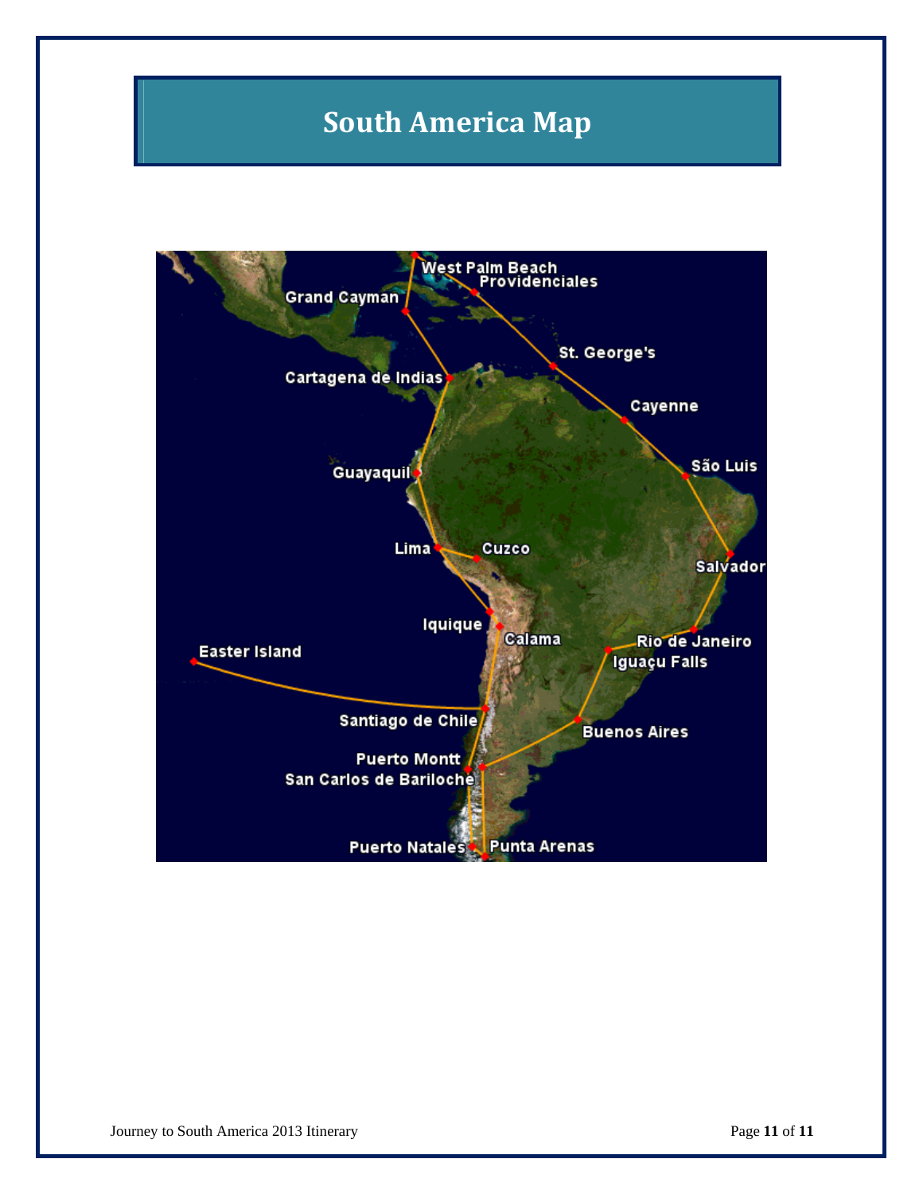# South America Map

West Palm Beach
Providenciales
Grand Cayman
St. George's
Cartagena de Indias
Cayenne
São Luis
Guayaquil
Lima
Cuzco
Salvador
Iquique
Calama
Rio de Janeiro
Easter Island
Iguaçu Falls
Santiago de Chile
Buenos Aires
Puerto Montt
San Carlos de Bariloche
Puerto Natales
Punta Arenas